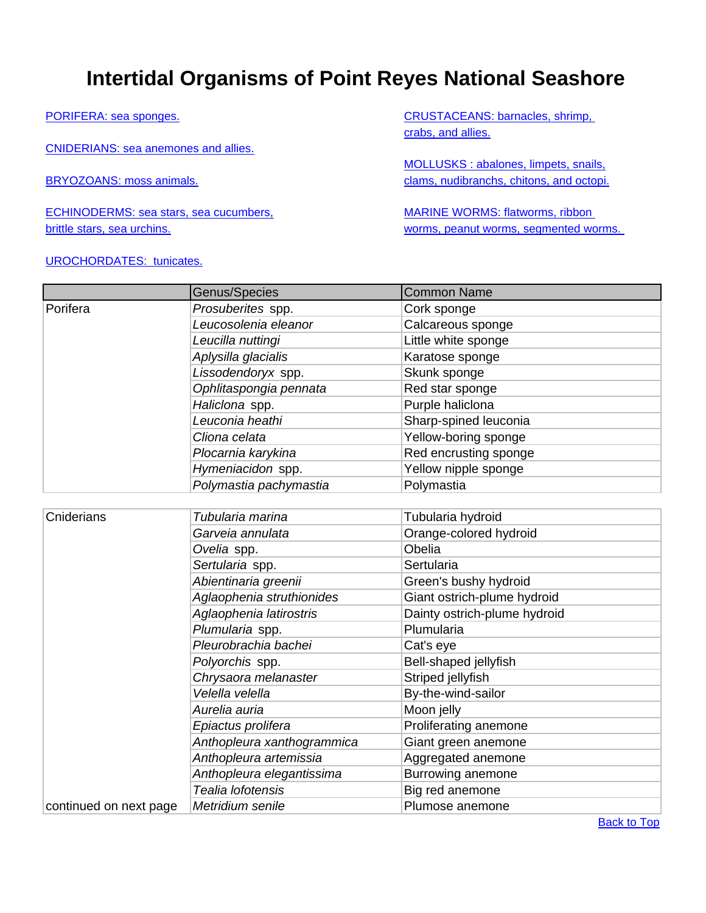# Intertidal Organisms of Point Reyes National Seashore

PORIFERA: sea sponges.

CNIDERIANS: sea anemones and allies.

BRYOZOANS: moss animals.

ECHINODERMS: sea stars, sea cucumbers, brittle stars, sea urchins.

UROCHORDATES: tunicates.

CRUSTACEANS: barnacles, shrimp, crabs, and allies.

MOLLUSKS : abalones, limpets, snails, clams, nudibranchs, chitons, and octopi.

MARINE WORMS: flatworms, ribbon worms, peanut worms, segmented worms.

| | Genus/Species | Common Name |
|---|---|---|
| Porifera | *Prosuberites* spp. | Cork sponge |
| | *Leucosolenia eleanor* | Calcareous sponge |
| | *Leucilla nuttingi* | Little white sponge |
| | *Aplysilla glacialis* | Karatose sponge |
| | *Lissodendoryx* spp. | Skunk sponge |
| | *Ophlitaspongia pennata* | Red star sponge |
| | *Haliclona* spp. | Purple haliclona |
| | *Leuconia heathi* | Sharp-spined leuconia |
| | *Cliona celata* | Yellow-boring sponge |
| | *Plocarnia karykina* | Red encrusting sponge |
| | *Hymeniacidon* spp. | Yellow nipple sponge |
| | *Polymastia pachymastia* | Polymastia |

| | | |
|---|---|---|
| Cniderians | *Tubularia marina* | Tubularia hydroid |
| | *Garveia annulata* | Orange-colored hydroid |
| | *Ovelia* spp. | Obelia |
| | *Sertularia* spp. | Sertularia |
| | *Abientinaria greenii* | Green's bushy hydroid |
| | *Aglaophenia struthionides* | Giant ostrich-plume hydroid |
| | *Aglaophenia latirostris* | Dainty ostrich-plume hydroid |
| | *Plumularia* spp. | Plumularia |
| | *Pleurobrachia bachei* | Cat's eye |
| | *Polyorchis* spp. | Bell-shaped jellyfish |
| | *Chrysaora melanaster* | Striped jellyfish |
| | *Velella velella* | By-the-wind-sailor |
| | *Aurelia auria* | Moon jelly |
| | *Epiactus prolifera* | Proliferating anemone |
| | *Anthopleura xanthogrammica* | Giant green anemone |
| | *Anthopleura artemissia* | Aggregated anemone |
| | *Anthopleura elegantissima* | Burrowing anemone |
| | *Tealia lofotensis* | Big red anemone |
| continued on next page | *Metridium senile* | Plumose anemone |

Back to Top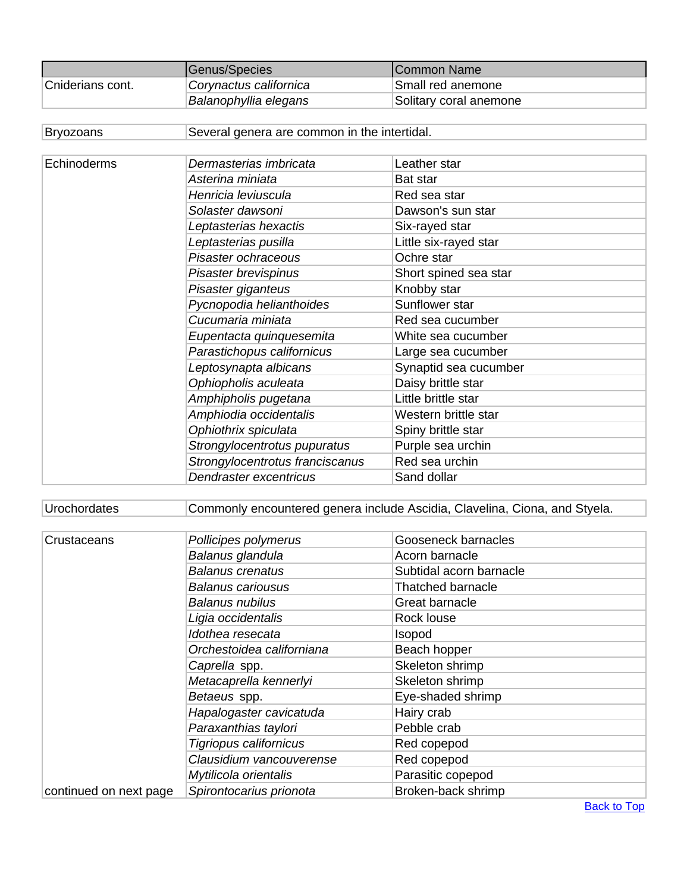| | Genus/Species | Common Name |
|---|---|---|
| Cniderians cont. | *Corynactus californica* | Small red anemone |
| | *Balanophyllia elegans* | Solitary coral anemone |
| Bryozoans | Several genera are common in the intertidal. | |
| Echinoderms | *Dermasterias imbricata* | Leather star |
| | *Asterina miniata* | Bat star |
| | *Henricia leviuscula* | Red sea star |
| | *Solaster dawsoni* | Dawson's sun star |
| | *Leptasterias hexactis* | Six-rayed star |
| | *Leptasterias pusilla* | Little six-rayed star |
| | *Pisaster ochraceous* | Ochre star |
| | *Pisaster brevispinus* | Short spined sea star |
| | *Pisaster giganteus* | Knobby star |
| | *Pycnopodia helianthoides* | Sunflower star |
| | *Cucumaria miniata* | Red sea cucumber |
| | *Eupentacta quinquesemita* | White sea cucumber |
| | *Parastichopus californicus* | Large sea cucumber |
| | *Leptosynapta albicans* | Synaptid sea cucumber |
| | *Ophiopholis aculeata* | Daisy brittle star |
| | *Amphipholis pugetana* | Little brittle star |
| | *Amphiodia occidentalis* | Western brittle star |
| | *Ophiothrix spiculata* | Spiny brittle star |
| | *Strongylocentrotus pupuratus* | Purple sea urchin |
| | *Strongylocentrotus franciscanus* | Red sea urchin |
| | *Dendraster excentricus* | Sand dollar |
| Urochordates | Commonly encountered genera include Ascidia, Clavelina, Ciona, and Styela. | |
| Crustaceans | *Pollicipes polymerus* | Gooseneck barnacles |
| | *Balanus glandula* | Acorn barnacle |
| | *Balanus crenatus* | Subtidal acorn barnacle |
| | *Balanus cariousus* | Thatched barnacle |
| | *Balanus nubilus* | Great barnacle |
| | *Ligia occidentalis* | Rock louse |
| | *Idothea resecata* | Isopod |
| | *Orchestoidea californiana* | Beach hopper |
| | *Caprella* spp. | Skeleton shrimp |
| | *Metacaprella kennerlyi* | Skeleton shrimp |
| | *Betaeus* spp. | Eye-shaded shrimp |
| | *Hapalogaster cavicatuda* | Hairy crab |
| | *Paraxanthias taylori* | Pebble crab |
| | *Tigriopus californicus* | Red copepod |
| | *Clausidium vancouverense* | Red copepod |
| | *Mytilicola orientalis* | Parasitic copepod |
| continued on next page | *Spirontocarius prionota* | Broken-back shrimp |

Back to Top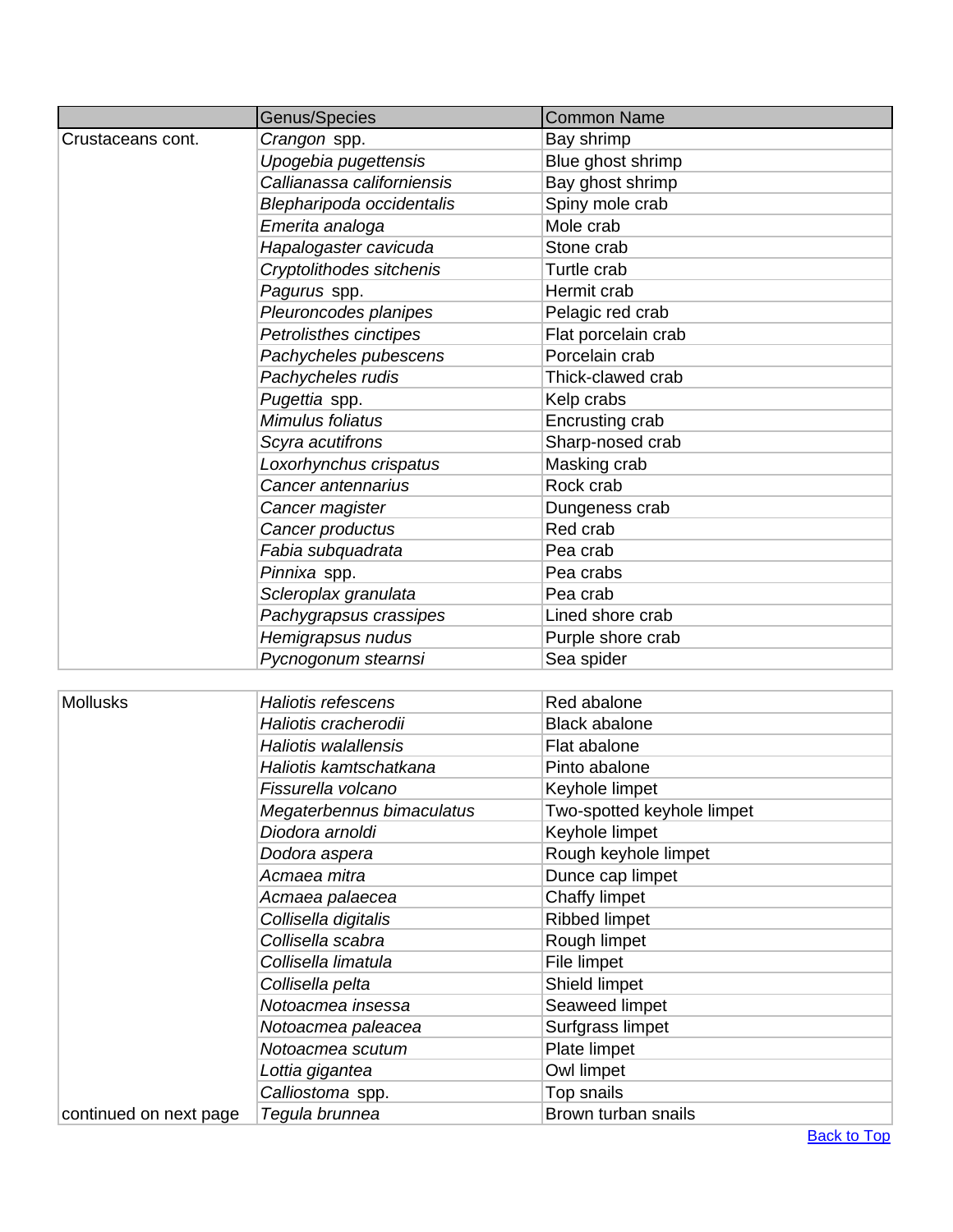| | Genus/Species | Common Name |
|---|---|---|
| Crustaceans cont. | *Crangon* spp. | Bay shrimp |
| | *Upogebia pugettensis* | Blue ghost shrimp |
| | *Callianassa californiensis* | Bay ghost shrimp |
| | *Blepharipoda occidentalis* | Spiny mole crab |
| | *Emerita analoga* | Mole crab |
| | *Hapalogaster cavicuda* | Stone crab |
| | *Cryptolithodes sitchenis* | Turtle crab |
| | *Pagurus* spp. | Hermit crab |
| | *Pleuroncodes planipes* | Pelagic red crab |
| | *Petrolisthes cinctipes* | Flat porcelain crab |
| | *Pachycheles pubescens* | Porcelain crab |
| | *Pachycheles rudis* | Thick-clawed crab |
| | *Pugettia* spp. | Kelp crabs |
| | *Mimulus foliatus* | Encrusting crab |
| | *Scyra acutifrons* | Sharp-nosed crab |
| | *Loxorhynchus crispatus* | Masking crab |
| | *Cancer antennarius* | Rock crab |
| | *Cancer magister* | Dungeness crab |
| | *Cancer productus* | Red crab |
| | *Fabia subquadrata* | Pea crab |
| | *Pinnixa* spp. | Pea crabs |
| | *Scleroplax granulata* | Pea crab |
| | *Pachygrapsus crassipes* | Lined shore crab |
| | *Hemigrapsus nudus* | Purple shore crab |
| | *Pycnogonum stearnsi* | Sea spider |

| | | |
|---|---|---|
| Mollusks | *Haliotis refescens* | Red abalone |
| | *Haliotis cracherodii* | Black abalone |
| | *Haliotis walallensis* | Flat abalone |
| | *Haliotis kamtschatkana* | Pinto abalone |
| | *Fissurella volcano* | Keyhole limpet |
| | *Megaterbennus bimaculatus* | Two-spotted keyhole limpet |
| | *Diodora arnoldi* | Keyhole limpet |
| | *Dodora aspera* | Rough keyhole limpet |
| | *Acmaea mitra* | Dunce cap limpet |
| | *Acmaea palaecea* | Chaffy limpet |
| | *Collisella digitalis* | Ribbed limpet |
| | *Collisella scabra* | Rough limpet |
| | *Collisella limatula* | File limpet |
| | *Collisella pelta* | Shield limpet |
| | *Notoacmea insessa* | Seaweed limpet |
| | *Notoacmea paleacea* | Surfgrass limpet |
| | *Notoacmea scutum* | Plate limpet |
| | *Lottia gigantea* | Owl limpet |
| | *Calliostoma* spp. | Top snails |
| continued on next page | *Tegula brunnea* | Brown turban snails |

Back to Top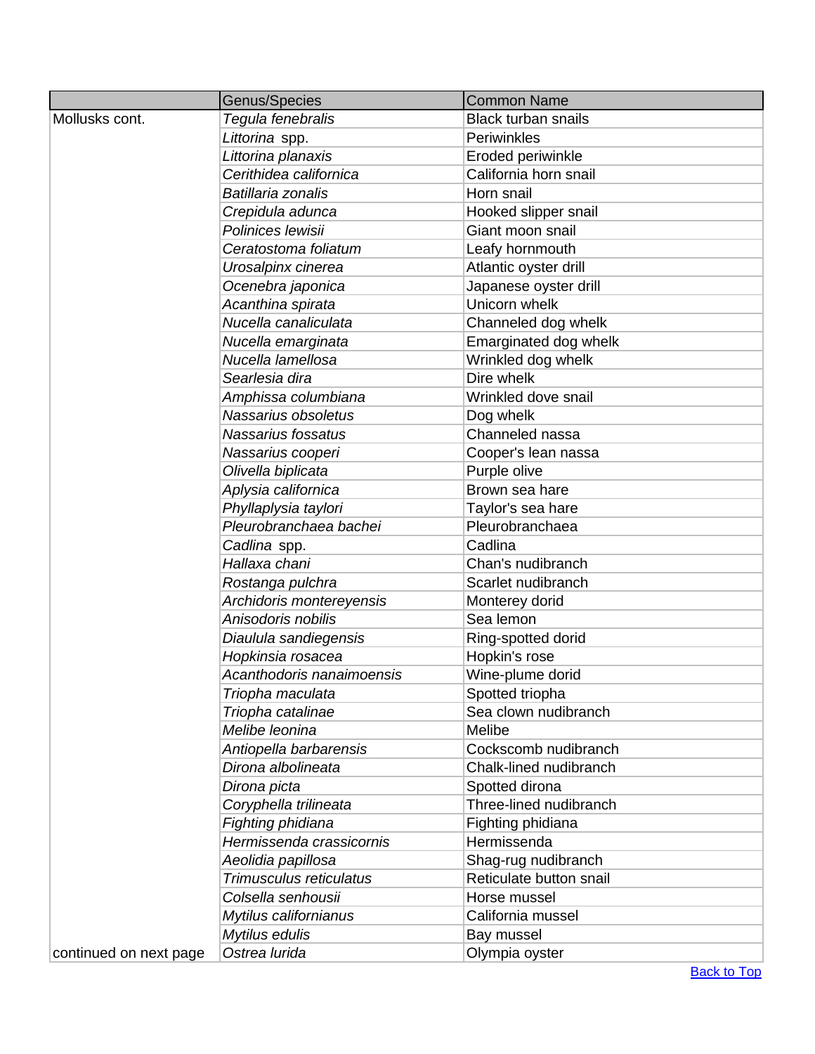| | Genus/Species | Common Name |
|---|---|---|
| Mollusks cont. | *Tegula fenebralis* | Black turban snails |
| | *Littorina* spp. | Periwinkles |
| | *Littorina planaxis* | Eroded periwinkle |
| | *Cerithidea californica* | California horn snail |
| | *Batillaria zonalis* | Horn snail |
| | *Crepidula adunca* | Hooked slipper snail |
| | *Polinices lewisii* | Giant moon snail |
| | *Ceratostoma foliatum* | Leafy hornmouth |
| | *Urosalpinx cinerea* | Atlantic oyster drill |
| | *Ocenebra japonica* | Japanese oyster drill |
| | *Acanthina spirata* | Unicorn whelk |
| | *Nucella canaliculata* | Channeled dog whelk |
| | *Nucella emarginata* | Emarginated dog whelk |
| | *Nucella lamellosa* | Wrinkled dog whelk |
| | *Searlesia dira* | Dire whelk |
| | *Amphissa columbiana* | Wrinkled dove snail |
| | *Nassarius obsoletus* | Dog whelk |
| | *Nassarius fossatus* | Channeled nassa |
| | *Nassarius cooperi* | Cooper's lean nassa |
| | *Olivella biplicata* | Purple olive |
| | *Aplysia californica* | Brown sea hare |
| | *Phyllaplysia taylori* | Taylor's sea hare |
| | *Pleurobranchaea bachei* | Pleurobranchaea |
| | *Cadlina* spp. | Cadlina |
| | *Hallaxa chani* | Chan's nudibranch |
| | *Rostanga pulchra* | Scarlet nudibranch |
| | *Archidoris montereyensis* | Monterey dorid |
| | *Anisodoris nobilis* | Sea lemon |
| | *Diaulula sandiegensis* | Ring-spotted dorid |
| | *Hopkinsia rosacea* | Hopkin's rose |
| | *Acanthodoris nanaimoensis* | Wine-plume dorid |
| | *Triopha maculata* | Spotted triopha |
| | *Triopha catalinae* | Sea clown nudibranch |
| | *Melibe leonina* | Melibe |
| | *Antiopella barbarensis* | Cockscomb nudibranch |
| | *Dirona albolineata* | Chalk-lined nudibranch |
| | *Dirona picta* | Spotted dirona |
| | *Coryphella trilineata* | Three-lined nudibranch |
| | *Fighting phidiana* | Fighting phidiana |
| | *Hermissenda crassicornis* | Hermissenda |
| | *Aeolidia papillosa* | Shag-rug nudibranch |
| | *Trimusculus reticulatus* | Reticulate button snail |
| | *Colsella senhousii* | Horse mussel |
| | *Mytilus californianus* | California mussel |
| | *Mytilus edulis* | Bay mussel |
| continued on next page | *Ostrea lurida* | Olympia oyster |

Back to Top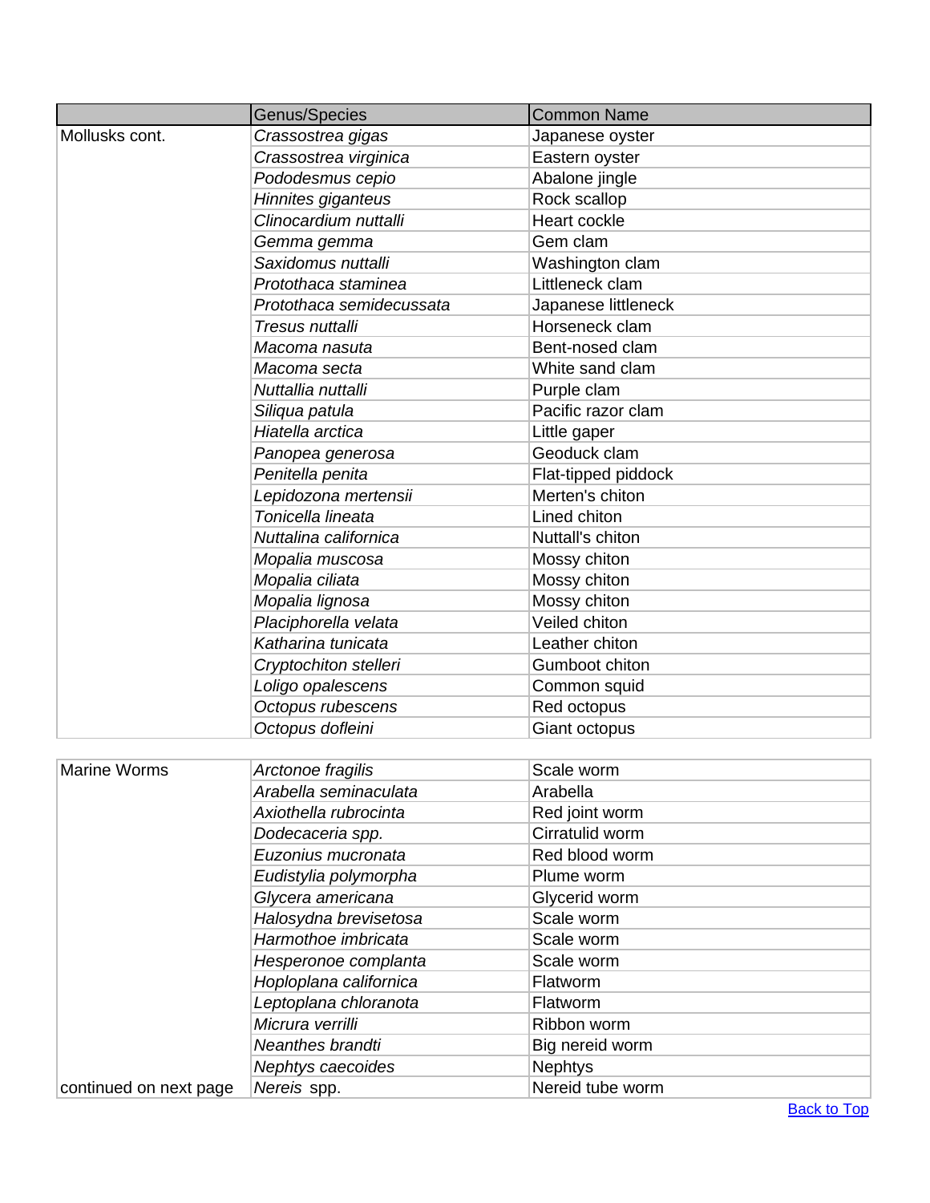| | Genus/Species | Common Name |
|---|---|---|
| Mollusks cont. | *Crassostrea gigas* | Japanese oyster |
| | *Crassostrea virginica* | Eastern oyster |
| | *Pododesmus cepio* | Abalone jingle |
| | *Hinnites giganteus* | Rock scallop |
| | *Clinocardium nuttalli* | Heart cockle |
| | *Gemma gemma* | Gem clam |
| | *Saxidomus nuttalli* | Washington clam |
| | *Protothaca staminea* | Littleneck clam |
| | *Protothaca semidecussata* | Japanese littleneck |
| | *Tresus nuttalli* | Horseneck clam |
| | *Macoma nasuta* | Bent-nosed clam |
| | *Macoma secta* | White sand clam |
| | *Nuttallia nuttalli* | Purple clam |
| | *Siliqua patula* | Pacific razor clam |
| | *Hiatella arctica* | Little gaper |
| | *Panopea generosa* | Geoduck clam |
| | *Penitella penita* | Flat-tipped piddock |
| | *Lepidozona mertensii* | Merten's chiton |
| | *Tonicella lineata* | Lined chiton |
| | *Nuttalina californica* | Nuttall's chiton |
| | *Mopalia muscosa* | Mossy chiton |
| | *Mopalia ciliata* | Mossy chiton |
| | *Mopalia lignosa* | Mossy chiton |
| | *Placiphorella velata* | Veiled chiton |
| | *Katharina tunicata* | Leather chiton |
| | *Cryptochiton stelleri* | Gumboot chiton |
| | *Loligo opalescens* | Common squid |
| | *Octopus rubescens* | Red octopus |
| | *Octopus dofleini* | Giant octopus |
| Marine Worms | *Arctonoe fragilis* | Scale worm |
| | *Arabella seminaculata* | Arabella |
| | *Axiothella rubrocinta* | Red joint worm |
| | *Dodecaceria spp.* | Cirratulid worm |
| | *Euzonius mucronata* | Red blood worm |
| | *Eudistylia polymorpha* | Plume worm |
| | *Glycera americana* | Glycerid worm |
| | *Halosydna brevisetosa* | Scale worm |
| | *Harmothoe imbricata* | Scale worm |
| | *Hesperonoe complanta* | Scale worm |
| | *Hoploplana californica* | Flatworm |
| | *Leptoplana chloranota* | Flatworm |
| | *Micrura verrilli* | Ribbon worm |
| | *Neanthes brandti* | Big nereid worm |
| | *Nephtys caecoides* | Nephtys |
| continued on next page | *Nereis* spp. | Nereid tube worm |

Back to Top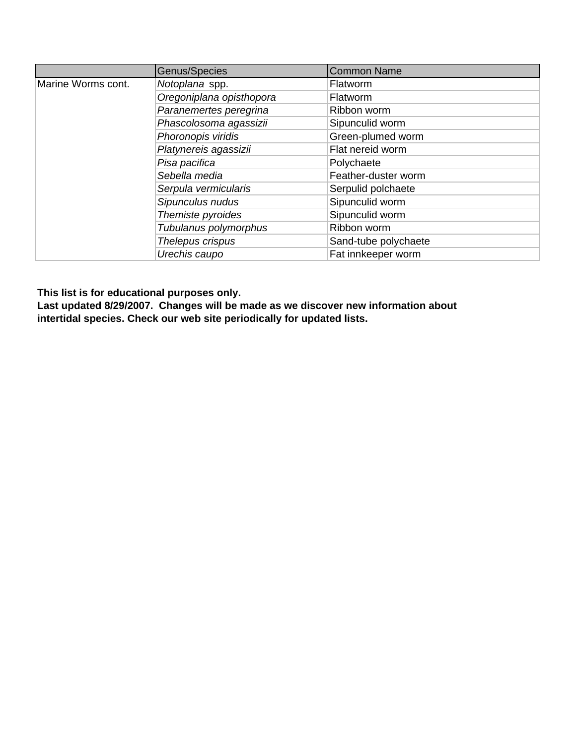| | Genus/Species | Common Name |
|---|---|---|
| Marine Worms cont. | *Notoplana* spp. | Flatworm |
| | *Oregoniplana opisthopora* | Flatworm |
| | *Paranemertes peregrina* | Ribbon worm |
| | *Phascolosoma agassizii* | Sipunculid worm |
| | *Phoronopis viridis* | Green-plumed worm |
| | *Platynereis agassizii* | Flat nereid worm |
| | *Pisa pacifica* | Polychaete |
| | *Sebella media* | Feather-duster worm |
| | *Serpula vermicularis* | Serpulid polchaete |
| | *Sipunculus nudus* | Sipunculid worm |
| | *Themiste pyroides* | Sipunculid worm |
| | *Tubulanus polymorphus* | Ribbon worm |
| | *Thelepus crispus* | Sand-tube polychaete |
| | *Urechis caupo* | Fat innkeeper worm |

**This list is for educational purposes only.**
**Last updated 8/29/2007. Changes will be made as we discover new information about intertidal species. Check our web site periodically for updated lists.**